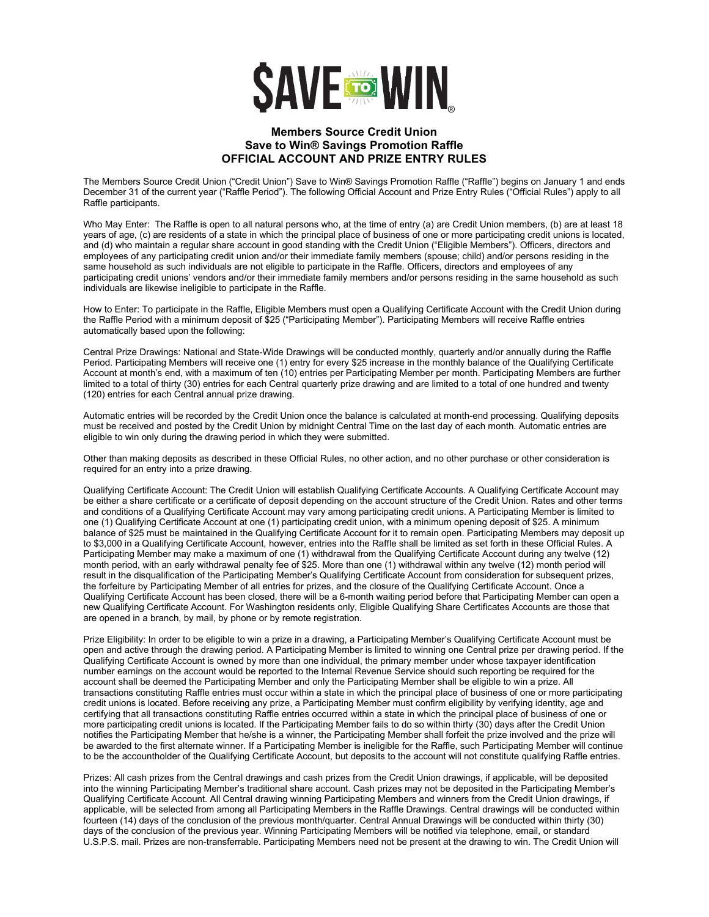# $AVE TO WIN®

## Members Source Credit Union
## Save to Win® Savings Promotion Raffle
## OFFICIAL ACCOUNT AND PRIZE ENTRY RULES

The Members Source Credit Union ("Credit Union") Save to Win® Savings Promotion Raffle ("Raffle") begins on January 1 and ends December 31 of the current year ("Raffle Period"). The following Official Account and Prize Entry Rules ("Official Rules") apply to all Raffle participants.

Who May Enter: The Raffle is open to all natural persons who, at the time of entry (a) are Credit Union members, (b) are at least 18 years of age, (c) are residents of a state in which the principal place of business of one or more participating credit unions is located, and (d) who maintain a regular share account in good standing with the Credit Union ("Eligible Members"). Officers, directors and employees of any participating credit union and/or their immediate family members (spouse; child) and/or persons residing in the same household as such individuals are not eligible to participate in the Raffle. Officers, directors and employees of any participating credit unions' vendors and/or their immediate family members and/or persons residing in the same household as such individuals are likewise ineligible to participate in the Raffle.

How to Enter: To participate in the Raffle, Eligible Members must open a Qualifying Certificate Account with the Credit Union during the Raffle Period with a minimum deposit of $25 ("Participating Member"). Participating Members will receive Raffle entries automatically based upon the following:

Central Prize Drawings: National and State-Wide Drawings will be conducted monthly, quarterly and/or annually during the Raffle Period. Participating Members will receive one (1) entry for every $25 increase in the monthly balance of the Qualifying Certificate Account at month's end, with a maximum of ten (10) entries per Participating Member per month. Participating Members are further limited to a total of thirty (30) entries for each Central quarterly prize drawing and are limited to a total of one hundred and twenty (120) entries for each Central annual prize drawing.

Automatic entries will be recorded by the Credit Union once the balance is calculated at month-end processing. Qualifying deposits must be received and posted by the Credit Union by midnight Central Time on the last day of each month. Automatic entries are eligible to win only during the drawing period in which they were submitted.

Other than making deposits as described in these Official Rules, no other action, and no other purchase or other consideration is required for an entry into a prize drawing.

Qualifying Certificate Account: The Credit Union will establish Qualifying Certificate Accounts. A Qualifying Certificate Account may be either a share certificate or a certificate of deposit depending on the account structure of the Credit Union. Rates and other terms and conditions of a Qualifying Certificate Account may vary among participating credit unions. A Participating Member is limited to one (1) Qualifying Certificate Account at one (1) participating credit union, with a minimum opening deposit of $25. A minimum balance of $25 must be maintained in the Qualifying Certificate Account for it to remain open. Participating Members may deposit up to $3,000 in a Qualifying Certificate Account, however, entries into the Raffle shall be limited as set forth in these Official Rules. A Participating Member may make a maximum of one (1) withdrawal from the Qualifying Certificate Account during any twelve (12) month period, with an early withdrawal penalty fee of $25. More than one (1) withdrawal within any twelve (12) month period will result in the disqualification of the Participating Member's Qualifying Certificate Account from consideration for subsequent prizes, the forfeiture by Participating Member of all entries for prizes, and the closure of the Qualifying Certificate Account. Once a Qualifying Certificate Account has been closed, there will be a 6-month waiting period before that Participating Member can open a new Qualifying Certificate Account. For Washington residents only, Eligible Qualifying Share Certificates Accounts are those that are opened in a branch, by mail, by phone or by remote registration.

Prize Eligibility: In order to be eligible to win a prize in a drawing, a Participating Member's Qualifying Certificate Account must be open and active through the drawing period. A Participating Member is limited to winning one Central prize per drawing period. If the Qualifying Certificate Account is owned by more than one individual, the primary member under whose taxpayer identification number earnings on the account would be reported to the Internal Revenue Service should such reporting be required for the account shall be deemed the Participating Member and only the Participating Member shall be eligible to win a prize. All transactions constituting Raffle entries must occur within a state in which the principal place of business of one or more participating credit unions is located. Before receiving any prize, a Participating Member must confirm eligibility by verifying identity, age and certifying that all transactions constituting Raffle entries occurred within a state in which the principal place of business of one or more participating credit unions is located. If the Participating Member fails to do so within thirty (30) days after the Credit Union notifies the Participating Member that he/she is a winner, the Participating Member shall forfeit the prize involved and the prize will be awarded to the first alternate winner. If a Participating Member is ineligible for the Raffle, such Participating Member will continue to be the accountholder of the Qualifying Certificate Account, but deposits to the account will not constitute qualifying Raffle entries.

Prizes: All cash prizes from the Central drawings and cash prizes from the Credit Union drawings, if applicable, will be deposited into the winning Participating Member's traditional share account. Cash prizes may not be deposited in the Participating Member's Qualifying Certificate Account. All Central drawing winning Participating Members and winners from the Credit Union drawings, if applicable, will be selected from among all Participating Members in the Raffle Drawings. Central drawings will be conducted within fourteen (14) days of the conclusion of the previous month/quarter. Central Annual Drawings will be conducted within thirty (30) days of the conclusion of the previous year. Winning Participating Members will be notified via telephone, email, or standard U.S.P.S. mail. Prizes are non-transferrable. Participating Members need not be present at the drawing to win. The Credit Union will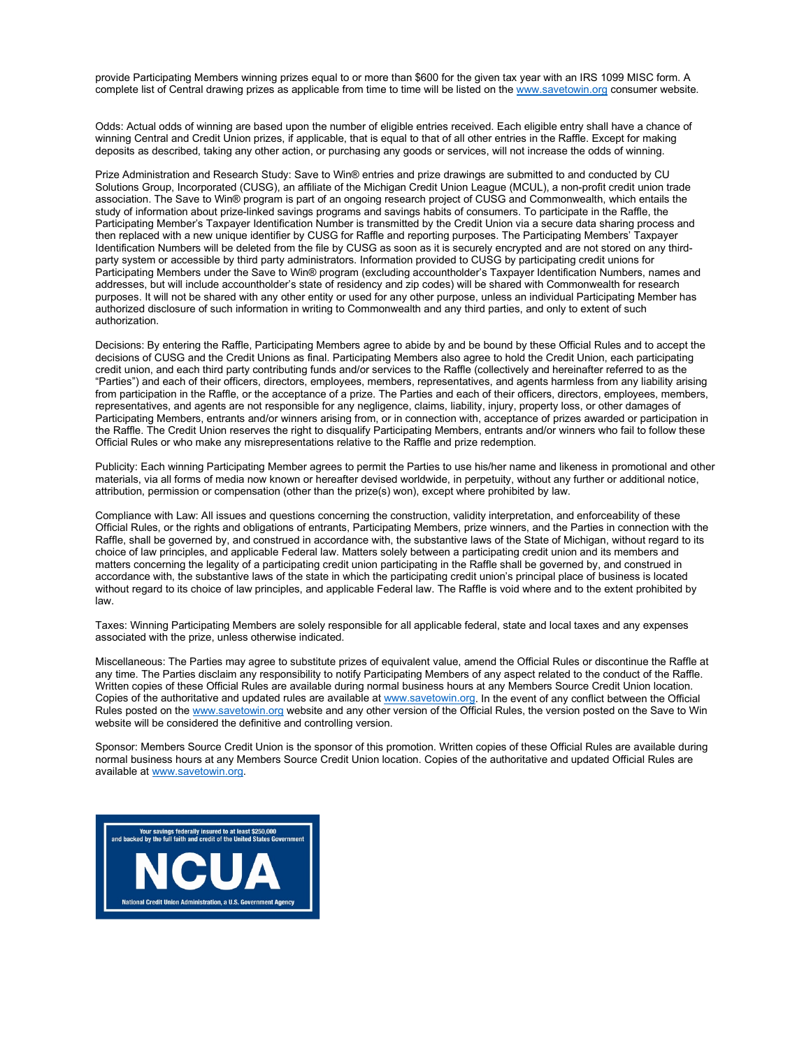provide Participating Members winning prizes equal to or more than $600 for the given tax year with an IRS 1099 MISC form. A complete list of Central drawing prizes as applicable from time to time will be listed on the www.savetowin.org consumer website.

Odds: Actual odds of winning are based upon the number of eligible entries received. Each eligible entry shall have a chance of winning Central and Credit Union prizes, if applicable, that is equal to that of all other entries in the Raffle. Except for making deposits as described, taking any other action, or purchasing any goods or services, will not increase the odds of winning.

Prize Administration and Research Study: Save to Win® entries and prize drawings are submitted to and conducted by CU Solutions Group, Incorporated (CUSG), an affiliate of the Michigan Credit Union League (MCUL), a non-profit credit union trade association. The Save to Win® program is part of an ongoing research project of CUSG and Commonwealth, which entails the study of information about prize-linked savings programs and savings habits of consumers. To participate in the Raffle, the Participating Member's Taxpayer Identification Number is transmitted by the Credit Union via a secure data sharing process and then replaced with a new unique identifier by CUSG for Raffle and reporting purposes. The Participating Members' Taxpayer Identification Numbers will be deleted from the file by CUSG as soon as it is securely encrypted and are not stored on any third-party system or accessible by third party administrators. Information provided to CUSG by participating credit unions for Participating Members under the Save to Win® program (excluding accountholder's Taxpayer Identification Numbers, names and addresses, but will include accountholder's state of residency and zip codes) will be shared with Commonwealth for research purposes. It will not be shared with any other entity or used for any other purpose, unless an individual Participating Member has authorized disclosure of such information in writing to Commonwealth and any third parties, and only to extent of such authorization.

Decisions: By entering the Raffle, Participating Members agree to abide by and be bound by these Official Rules and to accept the decisions of CUSG and the Credit Unions as final. Participating Members also agree to hold the Credit Union, each participating credit union, and each third party contributing funds and/or services to the Raffle (collectively and hereinafter referred to as the "Parties") and each of their officers, directors, employees, members, representatives, and agents harmless from any liability arising from participation in the Raffle, or the acceptance of a prize. The Parties and each of their officers, directors, employees, members, representatives, and agents are not responsible for any negligence, claims, liability, injury, property loss, or other damages of Participating Members, entrants and/or winners arising from, or in connection with, acceptance of prizes awarded or participation in the Raffle. The Credit Union reserves the right to disqualify Participating Members, entrants and/or winners who fail to follow these Official Rules or who make any misrepresentations relative to the Raffle and prize redemption.

Publicity: Each winning Participating Member agrees to permit the Parties to use his/her name and likeness in promotional and other materials, via all forms of media now known or hereafter devised worldwide, in perpetuity, without any further or additional notice, attribution, permission or compensation (other than the prize(s) won), except where prohibited by law.

Compliance with Law: All issues and questions concerning the construction, validity interpretation, and enforceability of these Official Rules, or the rights and obligations of entrants, Participating Members, prize winners, and the Parties in connection with the Raffle, shall be governed by, and construed in accordance with, the substantive laws of the State of Michigan, without regard to its choice of law principles, and applicable Federal law. Matters solely between a participating credit union and its members and matters concerning the legality of a participating credit union participating in the Raffle shall be governed by, and construed in accordance with, the substantive laws of the state in which the participating credit union's principal place of business is located without regard to its choice of law principles, and applicable Federal law. The Raffle is void where and to the extent prohibited by law.

Taxes: Winning Participating Members are solely responsible for all applicable federal, state and local taxes and any expenses associated with the prize, unless otherwise indicated.

Miscellaneous: The Parties may agree to substitute prizes of equivalent value, amend the Official Rules or discontinue the Raffle at any time. The Parties disclaim any responsibility to notify Participating Members of any aspect related to the conduct of the Raffle. Written copies of these Official Rules are available during normal business hours at any Members Source Credit Union location. Copies of the authoritative and updated rules are available at www.savetowin.org. In the event of any conflict between the Official Rules posted on the www.savetowin.org website and any other version of the Official Rules, the version posted on the Save to Win website will be considered the definitive and controlling version.

Sponsor: Members Source Credit Union is the sponsor of this promotion. Written copies of these Official Rules are available during normal business hours at any Members Source Credit Union location. Copies of the authoritative and updated Official Rules are available at www.savetowin.org.

Your savings federally insured to at least $250,000
and backed by the full faith and credit of the United States Government

NCUA

National Credit Union Administration, a U.S. Government Agency